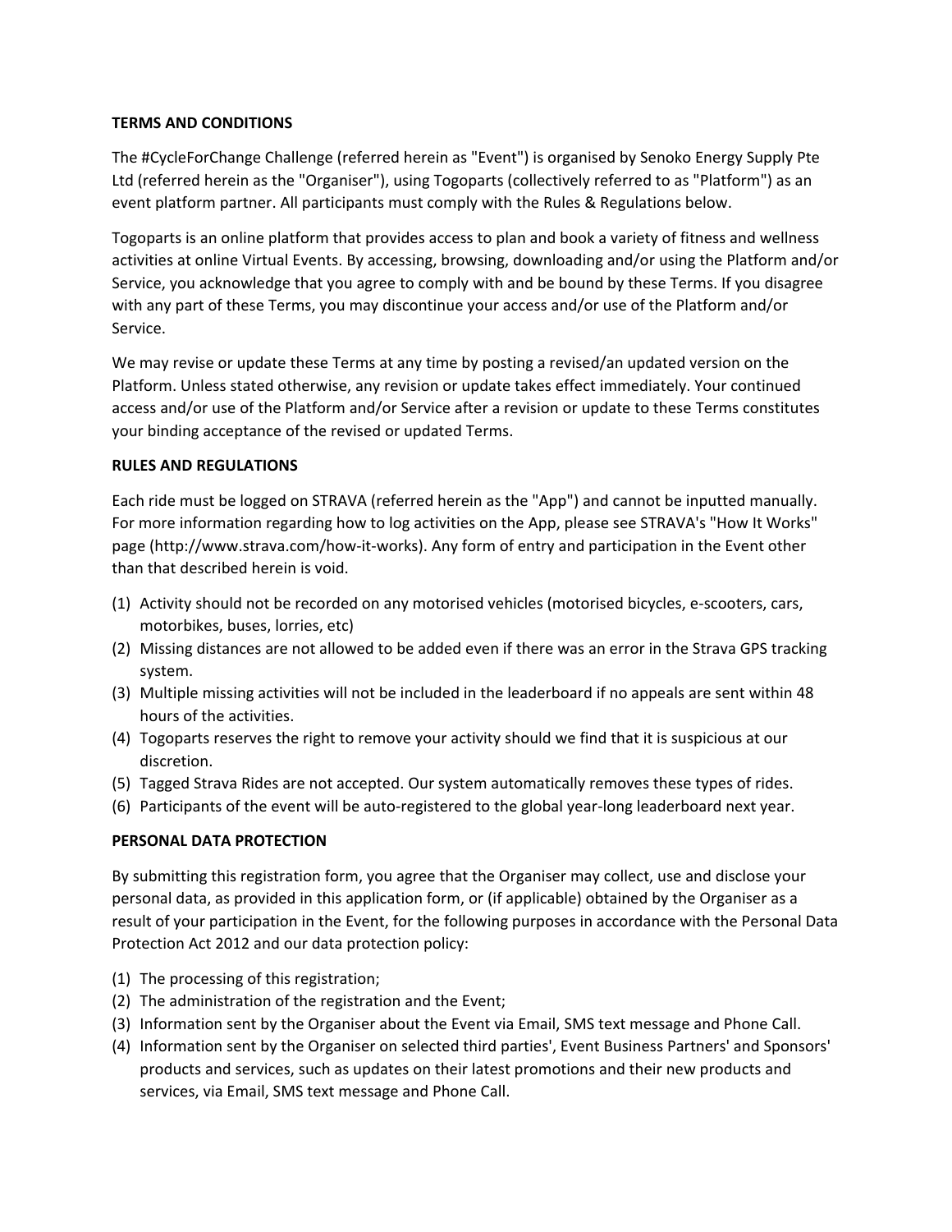**TERMS AND CONDITIONS**

The #CycleForChange Challenge (referred herein as "Event") is organised by Senoko Energy Supply Pte Ltd (referred herein as the "Organiser"), using Togoparts (collectively referred to as "Platform") as an event platform partner. All participants must comply with the Rules & Regulations below.

Togoparts is an online platform that provides access to plan and book a variety of fitness and wellness activities at online Virtual Events. By accessing, browsing, downloading and/or using the Platform and/or Service, you acknowledge that you agree to comply with and be bound by these Terms. If you disagree with any part of these Terms, you may discontinue your access and/or use of the Platform and/or Service.

We may revise or update these Terms at any time by posting a revised/an updated version on the Platform. Unless stated otherwise, any revision or update takes effect immediately. Your continued access and/or use of the Platform and/or Service after a revision or update to these Terms constitutes your binding acceptance of the revised or updated Terms.

**RULES AND REGULATIONS**

Each ride must be logged on STRAVA (referred herein as the "App") and cannot be inputted manually. For more information regarding how to log activities on the App, please see STRAVA's "How It Works" page (http://www.strava.com/how-it-works). Any form of entry and participation in the Event other than that described herein is void.

(1) Activity should not be recorded on any motorised vehicles (motorised bicycles, e-scooters, cars, motorbikes, buses, lorries, etc)
(2) Missing distances are not allowed to be added even if there was an error in the Strava GPS tracking system.
(3) Multiple missing activities will not be included in the leaderboard if no appeals are sent within 48 hours of the activities.
(4) Togoparts reserves the right to remove your activity should we find that it is suspicious at our discretion.
(5) Tagged Strava Rides are not accepted. Our system automatically removes these types of rides.
(6) Participants of the event will be auto-registered to the global year-long leaderboard next year.

**PERSONAL DATA PROTECTION**

By submitting this registration form, you agree that the Organiser may collect, use and disclose your personal data, as provided in this application form, or (if applicable) obtained by the Organiser as a result of your participation in the Event, for the following purposes in accordance with the Personal Data Protection Act 2012 and our data protection policy:

(1) The processing of this registration;
(2) The administration of the registration and the Event;
(3) Information sent by the Organiser about the Event via Email, SMS text message and Phone Call.
(4) Information sent by the Organiser on selected third parties', Event Business Partners' and Sponsors' products and services, such as updates on their latest promotions and their new products and services, via Email, SMS text message and Phone Call.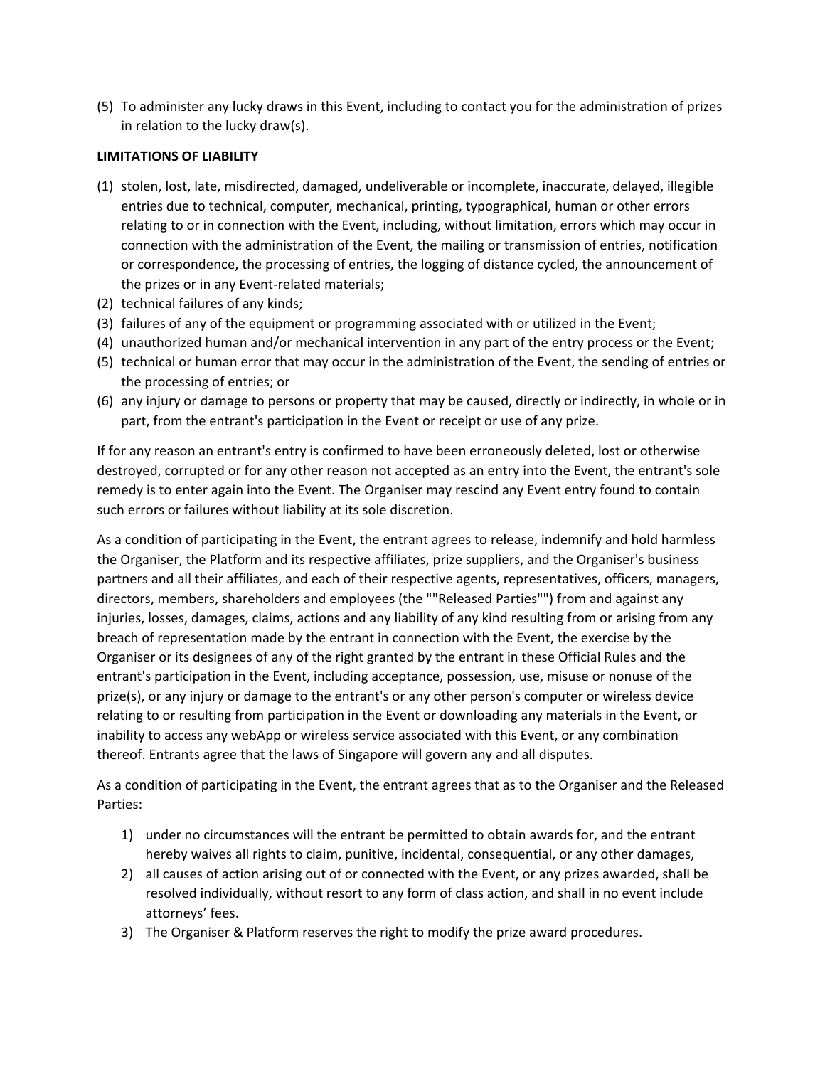(5) To administer any lucky draws in this Event, including to contact you for the administration of prizes in relation to the lucky draw(s).

**LIMITATIONS OF LIABILITY**

(1) stolen, lost, late, misdirected, damaged, undeliverable or incomplete, inaccurate, delayed, illegible entries due to technical, computer, mechanical, printing, typographical, human or other errors relating to or in connection with the Event, including, without limitation, errors which may occur in connection with the administration of the Event, the mailing or transmission of entries, notification or correspondence, the processing of entries, the logging of distance cycled, the announcement of the prizes or in any Event-related materials;
(2) technical failures of any kinds;
(3) failures of any of the equipment or programming associated with or utilized in the Event;
(4) unauthorized human and/or mechanical intervention in any part of the entry process or the Event;
(5) technical or human error that may occur in the administration of the Event, the sending of entries or the processing of entries; or
(6) any injury or damage to persons or property that may be caused, directly or indirectly, in whole or in part, from the entrant's participation in the Event or receipt or use of any prize.

If for any reason an entrant's entry is confirmed to have been erroneously deleted, lost or otherwise destroyed, corrupted or for any other reason not accepted as an entry into the Event, the entrant's sole remedy is to enter again into the Event. The Organiser may rescind any Event entry found to contain such errors or failures without liability at its sole discretion.

As a condition of participating in the Event, the entrant agrees to release, indemnify and hold harmless the Organiser, the Platform and its respective affiliates, prize suppliers, and the Organiser's business partners and all their affiliates, and each of their respective agents, representatives, officers, managers, directors, members, shareholders and employees (the ""Released Parties"") from and against any injuries, losses, damages, claims, actions and any liability of any kind resulting from or arising from any breach of representation made by the entrant in connection with the Event, the exercise by the Organiser or its designees of any of the right granted by the entrant in these Official Rules and the entrant's participation in the Event, including acceptance, possession, use, misuse or nonuse of the prize(s), or any injury or damage to the entrant's or any other person's computer or wireless device relating to or resulting from participation in the Event or downloading any materials in the Event, or inability to access any webApp or wireless service associated with this Event, or any combination thereof. Entrants agree that the laws of Singapore will govern any and all disputes.

As a condition of participating in the Event, the entrant agrees that as to the Organiser and the Released Parties:

1) under no circumstances will the entrant be permitted to obtain awards for, and the entrant hereby waives all rights to claim, punitive, incidental, consequential, or any other damages,
2) all causes of action arising out of or connected with the Event, or any prizes awarded, shall be resolved individually, without resort to any form of class action, and shall in no event include attorneys' fees.
3) The Organiser & Platform reserves the right to modify the prize award procedures.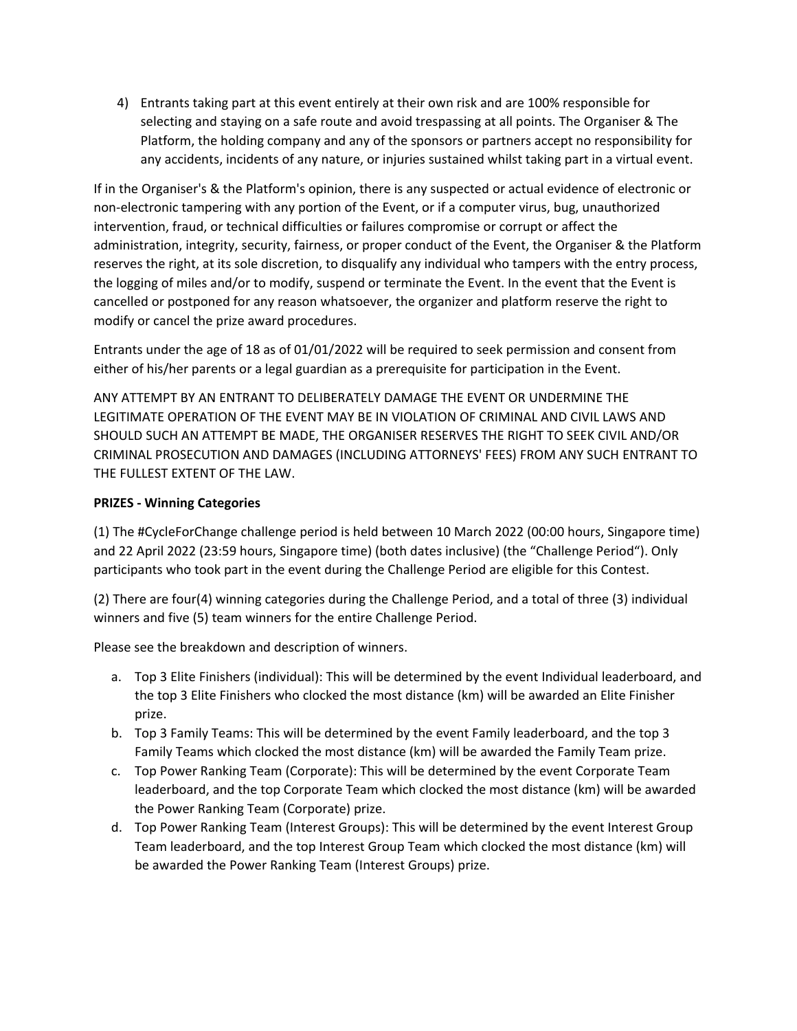4) Entrants taking part at this event entirely at their own risk and are 100% responsible for selecting and staying on a safe route and avoid trespassing at all points. The Organiser & The Platform, the holding company and any of the sponsors or partners accept no responsibility for any accidents, incidents of any nature, or injuries sustained whilst taking part in a virtual event.

If in the Organiser's & the Platform's opinion, there is any suspected or actual evidence of electronic or non-electronic tampering with any portion of the Event, or if a computer virus, bug, unauthorized intervention, fraud, or technical difficulties or failures compromise or corrupt or affect the administration, integrity, security, fairness, or proper conduct of the Event, the Organiser & the Platform reserves the right, at its sole discretion, to disqualify any individual who tampers with the entry process, the logging of miles and/or to modify, suspend or terminate the Event. In the event that the Event is cancelled or postponed for any reason whatsoever, the organizer and platform reserve the right to modify or cancel the prize award procedures.

Entrants under the age of 18 as of 01/01/2022 will be required to seek permission and consent from either of his/her parents or a legal guardian as a prerequisite for participation in the Event.

ANY ATTEMPT BY AN ENTRANT TO DELIBERATELY DAMAGE THE EVENT OR UNDERMINE THE LEGITIMATE OPERATION OF THE EVENT MAY BE IN VIOLATION OF CRIMINAL AND CIVIL LAWS AND SHOULD SUCH AN ATTEMPT BE MADE, THE ORGANISER RESERVES THE RIGHT TO SEEK CIVIL AND/OR CRIMINAL PROSECUTION AND DAMAGES (INCLUDING ATTORNEYS' FEES) FROM ANY SUCH ENTRANT TO THE FULLEST EXTENT OF THE LAW.

**PRIZES - Winning Categories**

(1) The #CycleForChange challenge period is held between 10 March 2022 (00:00 hours, Singapore time) and 22 April 2022 (23:59 hours, Singapore time) (both dates inclusive) (the "Challenge Period"). Only participants who took part in the event during the Challenge Period are eligible for this Contest.

(2) There are four(4) winning categories during the Challenge Period, and a total of three (3) individual winners and five (5) team winners for the entire Challenge Period.

Please see the breakdown and description of winners.

a. Top 3 Elite Finishers (individual): This will be determined by the event Individual leaderboard, and the top 3 Elite Finishers who clocked the most distance (km) will be awarded an Elite Finisher prize.
b. Top 3 Family Teams: This will be determined by the event Family leaderboard, and the top 3 Family Teams which clocked the most distance (km) will be awarded the Family Team prize.
c. Top Power Ranking Team (Corporate): This will be determined by the event Corporate Team leaderboard, and the top Corporate Team which clocked the most distance (km) will be awarded the Power Ranking Team (Corporate) prize.
d. Top Power Ranking Team (Interest Groups): This will be determined by the event Interest Group Team leaderboard, and the top Interest Group Team which clocked the most distance (km) will be awarded the Power Ranking Team (Interest Groups) prize.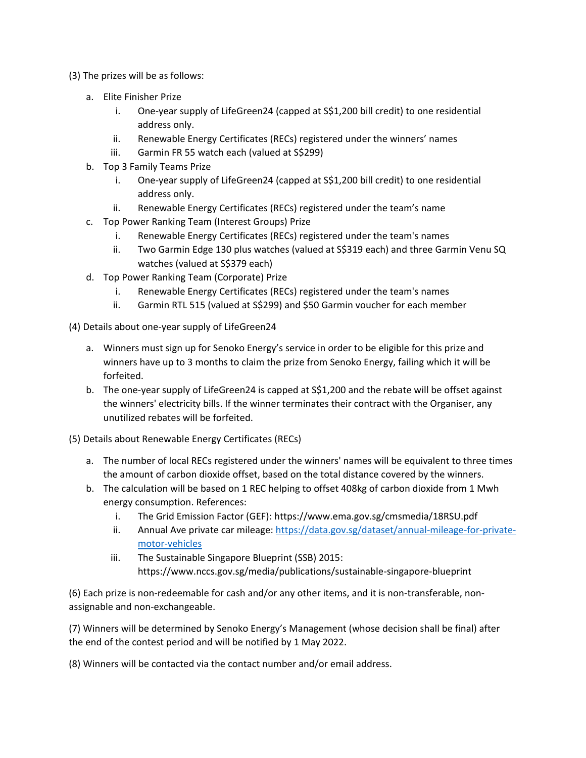(3) The prizes will be as follows:

a. Elite Finisher Prize
   i. One-year supply of LifeGreen24 (capped at S$1,200 bill credit) to one residential address only.
   ii. Renewable Energy Certificates (RECs) registered under the winners' names
   iii. Garmin FR 55 watch each (valued at S$299)
b. Top 3 Family Teams Prize
   i. One-year supply of LifeGreen24 (capped at S$1,200 bill credit) to one residential address only.
   ii. Renewable Energy Certificates (RECs) registered under the team's name
c. Top Power Ranking Team (Interest Groups) Prize
   i. Renewable Energy Certificates (RECs) registered under the team's names
   ii. Two Garmin Edge 130 plus watches (valued at S$319 each) and three Garmin Venu SQ watches (valued at S$379 each)
d. Top Power Ranking Team (Corporate) Prize
   i. Renewable Energy Certificates (RECs) registered under the team's names
   ii. Garmin RTL 515 (valued at S$299) and $50 Garmin voucher for each member

(4) Details about one-year supply of LifeGreen24

a. Winners must sign up for Senoko Energy's service in order to be eligible for this prize and winners have up to 3 months to claim the prize from Senoko Energy, failing which it will be forfeited.
b. The one-year supply of LifeGreen24 is capped at S$1,200 and the rebate will be offset against the winners' electricity bills. If the winner terminates their contract with the Organiser, any unutilized rebates will be forfeited.

(5) Details about Renewable Energy Certificates (RECs)

a. The number of local RECs registered under the winners' names will be equivalent to three times the amount of carbon dioxide offset, based on the total distance covered by the winners.
b. The calculation will be based on 1 REC helping to offset 408kg of carbon dioxide from 1 Mwh energy consumption. References:
   i. The Grid Emission Factor (GEF): https://www.ema.gov.sg/cmsmedia/18RSU.pdf
   ii. Annual Ave private car mileage: https://data.gov.sg/dataset/annual-mileage-for-private-motor-vehicles
   iii. The Sustainable Singapore Blueprint (SSB) 2015: https://www.nccs.gov.sg/media/publications/sustainable-singapore-blueprint

(6) Each prize is non-redeemable for cash and/or any other items, and it is non-transferable, non-assignable and non-exchangeable.

(7) Winners will be determined by Senoko Energy's Management (whose decision shall be final) after the end of the contest period and will be notified by 1 May 2022.

(8) Winners will be contacted via the contact number and/or email address.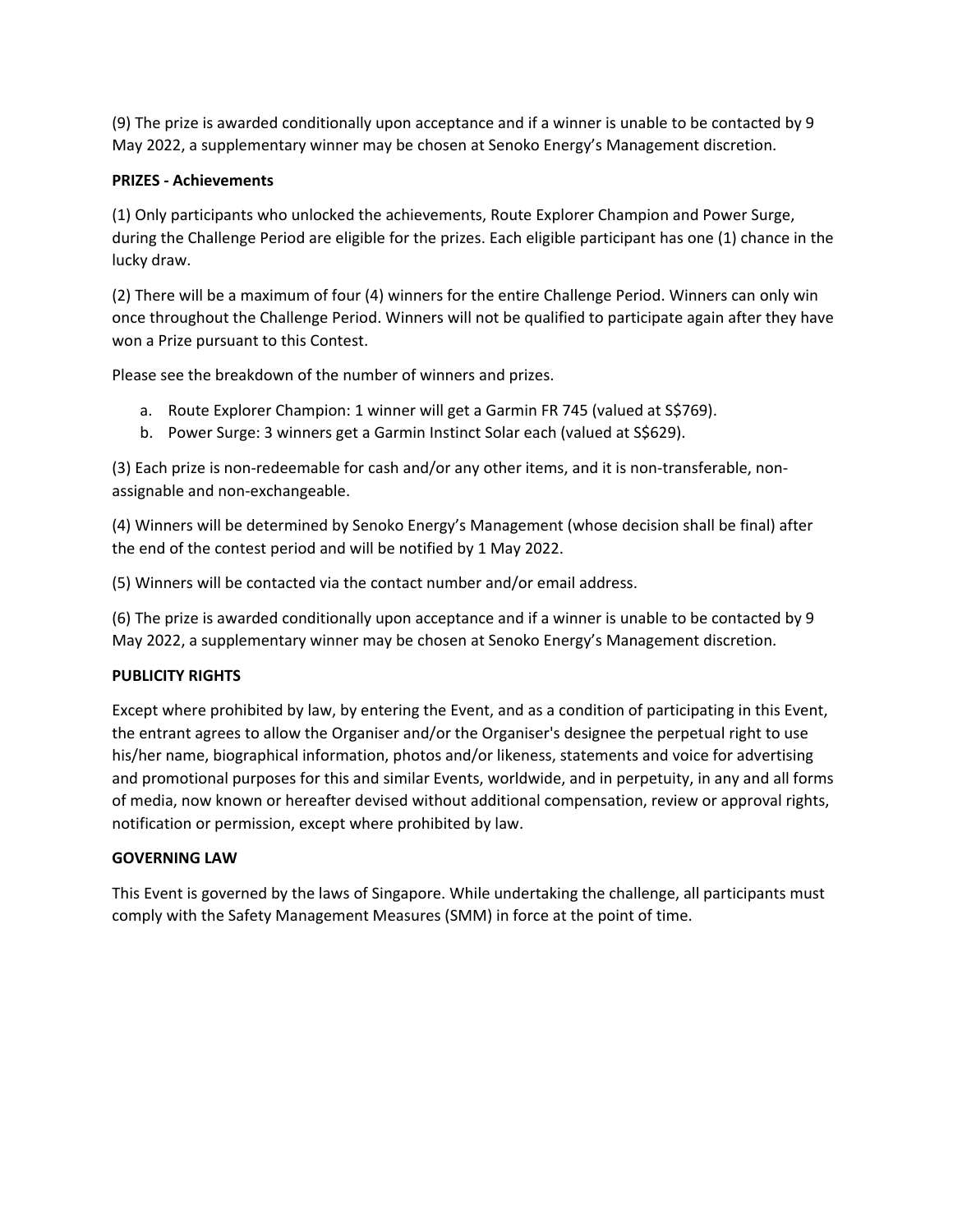(9) The prize is awarded conditionally upon acceptance and if a winner is unable to be contacted by 9 May 2022, a supplementary winner may be chosen at Senoko Energy's Management discretion.

**PRIZES - Achievements**

(1) Only participants who unlocked the achievements, Route Explorer Champion and Power Surge, during the Challenge Period are eligible for the prizes. Each eligible participant has one (1) chance in the lucky draw.

(2) There will be a maximum of four (4) winners for the entire Challenge Period. Winners can only win once throughout the Challenge Period. Winners will not be qualified to participate again after they have won a Prize pursuant to this Contest.

Please see the breakdown of the number of winners and prizes.

a. Route Explorer Champion: 1 winner will get a Garmin FR 745 (valued at S$769).
b. Power Surge: 3 winners get a Garmin Instinct Solar each (valued at S$629).

(3) Each prize is non-redeemable for cash and/or any other items, and it is non-transferable, non-assignable and non-exchangeable.

(4) Winners will be determined by Senoko Energy's Management (whose decision shall be final) after the end of the contest period and will be notified by 1 May 2022.

(5) Winners will be contacted via the contact number and/or email address.

(6) The prize is awarded conditionally upon acceptance and if a winner is unable to be contacted by 9 May 2022, a supplementary winner may be chosen at Senoko Energy's Management discretion.

**PUBLICITY RIGHTS**

Except where prohibited by law, by entering the Event, and as a condition of participating in this Event, the entrant agrees to allow the Organiser and/or the Organiser's designee the perpetual right to use his/her name, biographical information, photos and/or likeness, statements and voice for advertising and promotional purposes for this and similar Events, worldwide, and in perpetuity, in any and all forms of media, now known or hereafter devised without additional compensation, review or approval rights, notification or permission, except where prohibited by law.

**GOVERNING LAW**

This Event is governed by the laws of Singapore. While undertaking the challenge, all participants must comply with the Safety Management Measures (SMM) in force at the point of time.